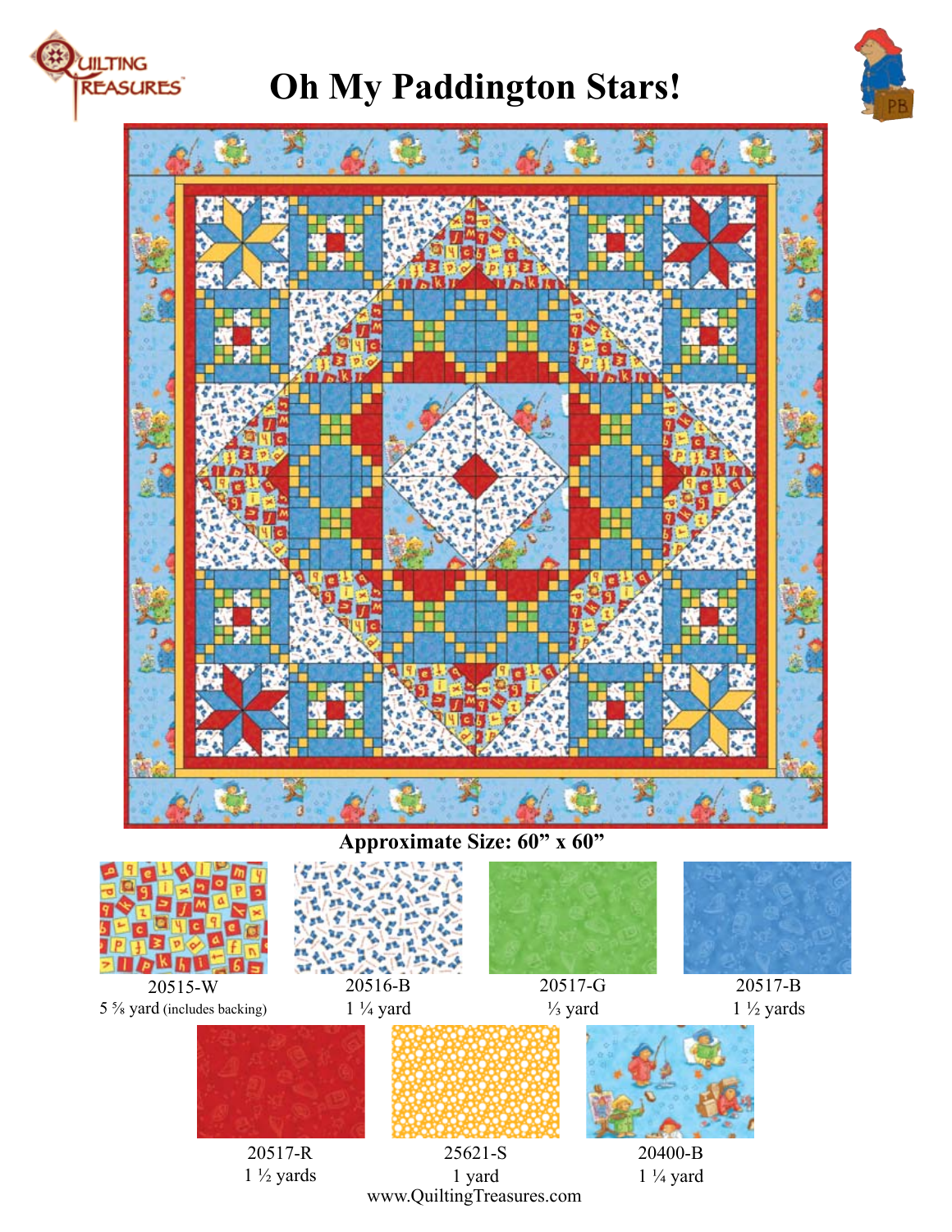# Oh My Paddington Stars!

**Approximate Size: 60" x 60"**

| Fabric | Yardage |
| --- | --- |
| 20515-W | 5 ⅝ yard (includes backing) |
| 20516-B | 1 ¼ yard |
| 20517-G | ⅓ yard |
| 20517-B | 1 ½ yards |
| 20517-R | 1 ½ yards |
| 25621-S | 1 yard |
| 20400-B | 1 ¼ yard |

www.QuiltingTreasures.com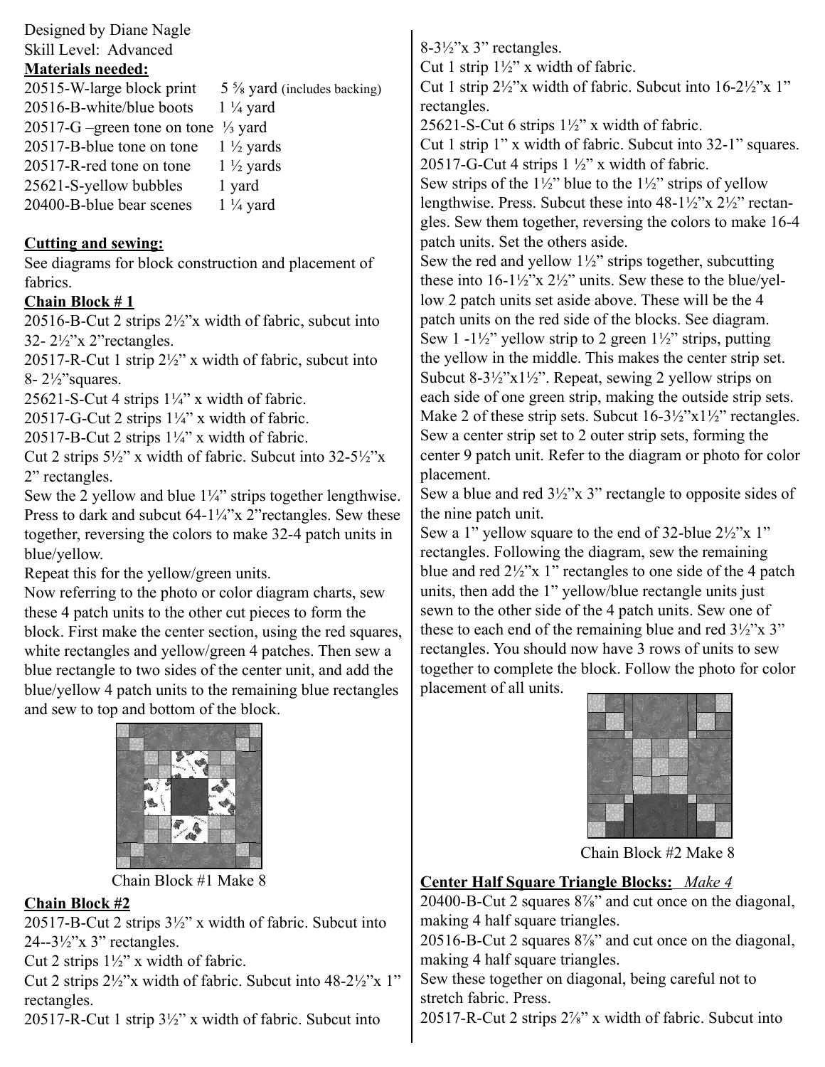Designed by Diane Nagle
Skill Level: Advanced

**Materials needed:**

20515-W-large block print 5 ⅝ yard (includes backing)
20516-B-white/blue boots 1 ¼ yard
20517-G –green tone on tone ⅓ yard
20517-B-blue tone on tone 1 ½ yards
20517-R-red tone on tone 1 ½ yards
25621-S-yellow bubbles 1 yard
20400-B-blue bear scenes 1 ¼ yard

**Cutting and sewing:**

See diagrams for block construction and placement of fabrics.

**Chain Block # 1**

20516-B-Cut 2 strips 2½"x width of fabric, subcut into 32- 2½"x 2"rectangles.
20517-R-Cut 1 strip 2½" x width of fabric, subcut into 8- 2½"squares.
25621-S-Cut 4 strips 1¼" x width of fabric.
20517-G-Cut 2 strips 1¼" x width of fabric.
20517-B-Cut 2 strips 1¼" x width of fabric.
Cut 2 strips 5½" x width of fabric. Subcut into 32-5½"x 2" rectangles.
Sew the 2 yellow and blue 1¼" strips together lengthwise. Press to dark and subcut 64-1¼"x 2"rectangles. Sew these together, reversing the colors to make 32-4 patch units in blue/yellow.
Repeat this for the yellow/green units.
Now referring to the photo or color diagram charts, sew these 4 patch units to the other cut pieces to form the block. First make the center section, using the red squares, white rectangles and yellow/green 4 patches. Then sew a blue rectangle to two sides of the center unit, and add the blue/yellow 4 patch units to the remaining blue rectangles and sew to top and bottom of the block.

Chain Block #1 Make 8

**Chain Block #2**

20517-B-Cut 2 strips 3½" x width of fabric. Subcut into 24--3½"x 3" rectangles.
Cut 2 strips 1½" x width of fabric.
Cut 2 strips 2½"x width of fabric. Subcut into 48-2½"x 1" rectangles.
20517-R-Cut 1 strip 3½" x width of fabric. Subcut into 8-3½"x 3" rectangles.
Cut 1 strip 1½" x width of fabric.
Cut 1 strip 2½"x width of fabric. Subcut into 16-2½"x 1" rectangles.
25621-S-Cut 6 strips 1½" x width of fabric.
Cut 1 strip 1" x width of fabric. Subcut into 32-1" squares.
20517-G-Cut 4 strips 1 ½" x width of fabric.
Sew strips of the 1½" blue to the 1½" strips of yellow lengthwise. Press. Subcut these into 48-1½"x 2½" rectangles. Sew them together, reversing the colors to make 16-4 patch units. Set the others aside.
Sew the red and yellow 1½" strips together, subcutting these into 16-1½"x 2½" units. Sew these to the blue/yellow 2 patch units set aside above. These will be the 4 patch units on the red side of the blocks. See diagram.
Sew 1 -1½" yellow strip to 2 green 1½" strips, putting the yellow in the middle. This makes the center strip set. Subcut 8-3½"x1½". Repeat, sewing 2 yellow strips on each side of one green strip, making the outside strip sets. Make 2 of these strip sets. Subcut 16-3½"x1½" rectangles. Sew a center strip set to 2 outer strip sets, forming the center 9 patch unit. Refer to the diagram or photo for color placement.
Sew a blue and red 3½"x 3" rectangle to opposite sides of the nine patch unit.
Sew a 1" yellow square to the end of 32-blue 2½"x 1" rectangles. Following the diagram, sew the remaining blue and red 2½"x 1" rectangles to one side of the 4 patch units, then add the 1" yellow/blue rectangle units just sewn to the other side of the 4 patch units. Sew one of these to each end of the remaining blue and red 3½"x 3" rectangles. You should now have 3 rows of units to sew together to complete the block. Follow the photo for color placement of all units.

Chain Block #2 Make 8

**Center Half Square Triangle Blocks:** *Make 4*

20400-B-Cut 2 squares 8⅞" and cut once on the diagonal, making 4 half square triangles.
20516-B-Cut 2 squares 8⅞" and cut once on the diagonal, making 4 half square triangles.
Sew these together on diagonal, being careful not to stretch fabric. Press.
20517-R-Cut 2 strips 2⅞" x width of fabric. Subcut into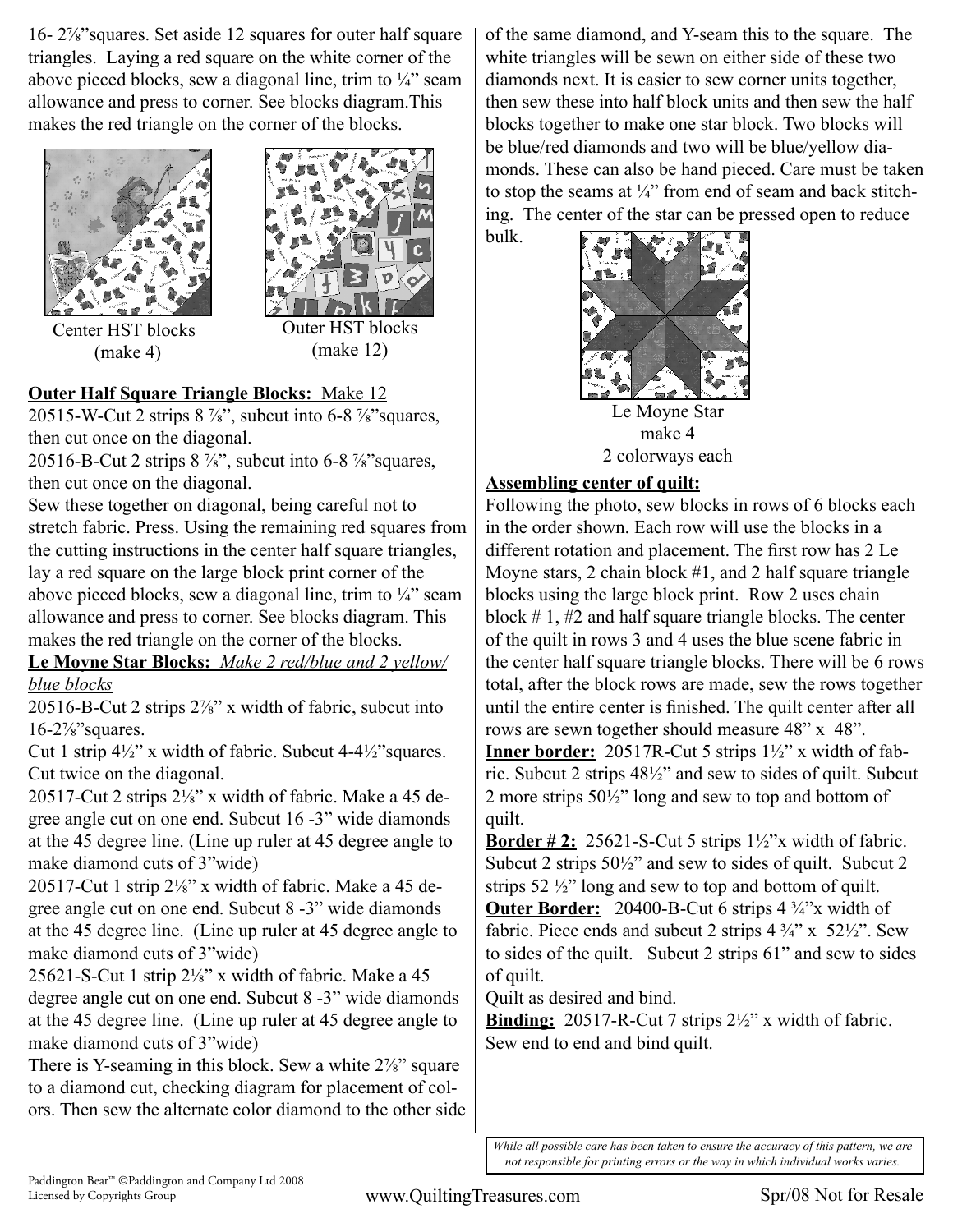16- 2⅞"squares. Set aside 12 squares for outer half square triangles. Laying a red square on the white corner of the above pieced blocks, sew a diagonal line, trim to ¼" seam allowance and press to corner. See blocks diagram.This makes the red triangle on the corner of the blocks.

Center HST blocks (make 4)

Outer HST blocks (make 12)

**Outer Half Square Triangle Blocks:** Make 12

20515-W-Cut 2 strips 8 ⅞", subcut into 6-8 ⅞"squares, then cut once on the diagonal.

20516-B-Cut 2 strips 8 ⅞", subcut into 6-8 ⅞"squares, then cut once on the diagonal.

Sew these together on diagonal, being careful not to stretch fabric. Press. Using the remaining red squares from the cutting instructions in the center half square triangles, lay a red square on the large block print corner of the above pieced blocks, sew a diagonal line, trim to ¼" seam allowance and press to corner. See blocks diagram. This makes the red triangle on the corner of the blocks.

**Le Moyne Star Blocks:** *Make 2 red/blue and 2 yellow/blue blocks*

20516-B-Cut 2 strips 2⅞" x width of fabric, subcut into 16-2⅞"squares.

Cut 1 strip 4½" x width of fabric. Subcut 4-4½"squares. Cut twice on the diagonal.

20517-Cut 2 strips 2⅛" x width of fabric. Make a 45 degree angle cut on one end. Subcut 16 -3" wide diamonds at the 45 degree line. (Line up ruler at 45 degree angle to make diamond cuts of 3"wide)

20517-Cut 1 strip 2⅛" x width of fabric. Make a 45 degree angle cut on one end. Subcut 8 -3" wide diamonds at the 45 degree line. (Line up ruler at 45 degree angle to make diamond cuts of 3"wide)

25621-S-Cut 1 strip 2⅛" x width of fabric. Make a 45 degree angle cut on one end. Subcut 8 -3" wide diamonds at the 45 degree line. (Line up ruler at 45 degree angle to make diamond cuts of 3"wide)

There is Y-seaming in this block. Sew a white 2⅞" square to a diamond cut, checking diagram for placement of colors. Then sew the alternate color diamond to the other side of the same diamond, and Y-seam this to the square. The white triangles will be sewn on either side of these two diamonds next. It is easier to sew corner units together, then sew these into half block units and then sew the half blocks together to make one star block. Two blocks will be blue/red diamonds and two will be blue/yellow diamonds. These can also be hand pieced. Care must be taken to stop the seams at ¼" from end of seam and back stitching. The center of the star can be pressed open to reduce bulk.

Le Moyne Star
make 4
2 colorways each

**Assembling center of quilt:**

Following the photo, sew blocks in rows of 6 blocks each in the order shown. Each row will use the blocks in a different rotation and placement. The first row has 2 Le Moyne stars, 2 chain block #1, and 2 half square triangle blocks using the large block print. Row 2 uses chain block # 1, #2 and half square triangle blocks. The center of the quilt in rows 3 and 4 uses the blue scene fabric in the center half square triangle blocks. There will be 6 rows total, after the block rows are made, sew the rows together until the entire center is finished. The quilt center after all rows are sewn together should measure 48" x 48".

**Inner border:** 20517R-Cut 5 strips 1½" x width of fabric. Subcut 2 strips 48½" and sew to sides of quilt. Subcut 2 more strips 50½" long and sew to top and bottom of quilt.

**Border # 2:** 25621-S-Cut 5 strips 1½"x width of fabric. Subcut 2 strips 50½" and sew to sides of quilt. Subcut 2 strips 52 ½" long and sew to top and bottom of quilt.

**Outer Border:** 20400-B-Cut 6 strips 4 ¾"x width of fabric. Piece ends and subcut 2 strips 4 ¾" x 52½". Sew to sides of the quilt. Subcut 2 strips 61" and sew to sides of quilt.

Quilt as desired and bind.

**Binding:** 20517-R-Cut 7 strips 2½" x width of fabric. Sew end to end and bind quilt.

*While all possible care has been taken to ensure the accuracy of this pattern, we are not responsible for printing errors or the way in which individual works varies.*

Paddington Bear™ ©Paddington and Company Ltd 2008
Licensed by Copyrights Group

www.QuiltingTreasures.com

Spr/08 Not for Resale